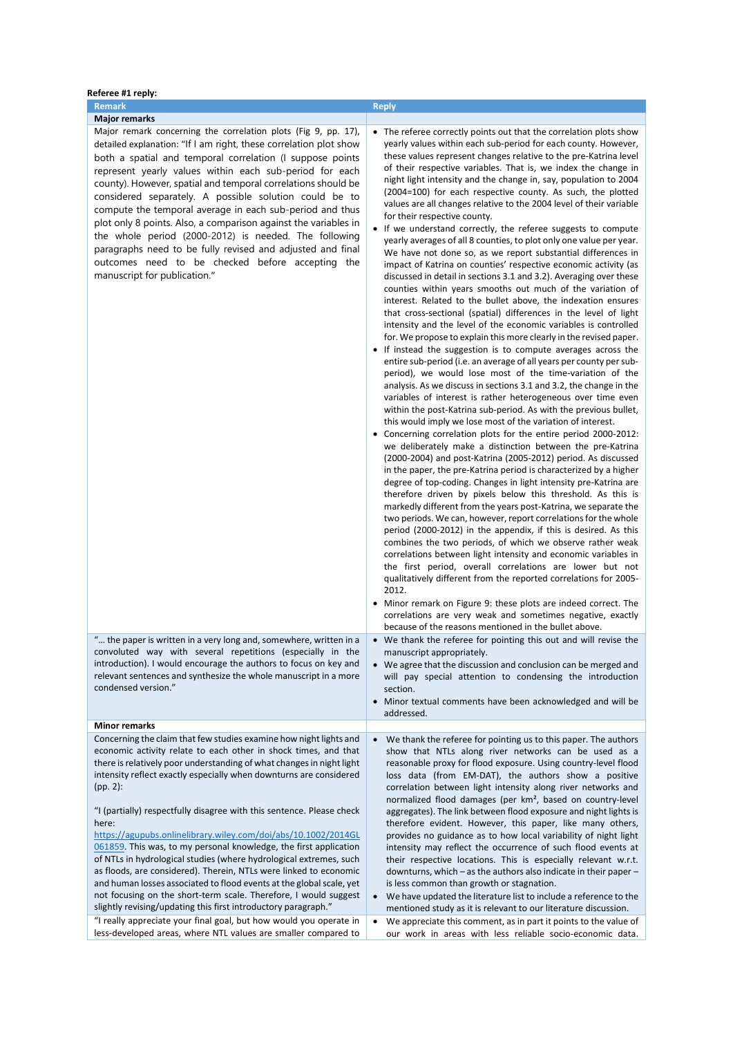**Referee #1 reply:**

| Remark | Reply |
|---|---|
| **Major remarks** | |
| Major remark concerning the correlation plots (Fig 9, pp. 17), detailed explanation: "If I am right, these correlation plot show both a spatial and temporal correlation (I suppose points represent yearly values within each sub-period for each county). However, spatial and temporal correlations should be considered separately. A possible solution could be to compute the temporal average in each sub-period and thus plot only 8 points. Also, a comparison against the variables in the whole period (2000-2012) is needed. The following paragraphs need to be fully revised and adjusted and final outcomes need to be checked before accepting the manuscript for publication." | • The referee correctly points out that the correlation plots show yearly values within each sub-period for each county. However, these values represent changes relative to the pre-Katrina level of their respective variables. That is, we index the change in night light intensity and the change in, say, population to 2004 (2004=100) for each respective county. As such, the plotted values are all changes relative to the 2004 level of their variable for their respective county.<br>• If we understand correctly, the referee suggests to compute yearly averages of all 8 counties, to plot only one value per year. We have not done so, as we report substantial differences in impact of Katrina on counties' respective economic activity (as discussed in detail in sections 3.1 and 3.2). Averaging over these counties within years smooths out much of the variation of interest. Related to the bullet above, the indexation ensures that cross-sectional (spatial) differences in the level of light intensity and the level of the economic variables is controlled for. We propose to explain this more clearly in the revised paper.<br>• If instead the suggestion is to compute averages across the entire sub-period (i.e. an average of all years per county per sub-period), we would lose most of the time-variation of the analysis. As we discuss in sections 3.1 and 3.2, the change in the variables of interest is rather heterogeneous over time even within the post-Katrina sub-period. As with the previous bullet, this would imply we lose most of the variation of interest.<br>• Concerning correlation plots for the entire period 2000-2012: we deliberately make a distinction between the pre-Katrina (2000-2004) and post-Katrina (2005-2012) period. As discussed in the paper, the pre-Katrina period is characterized by a higher degree of top-coding. Changes in light intensity pre-Katrina are therefore driven by pixels below this threshold. As this is markedly different from the years post-Katrina, we separate the two periods. We can, however, report correlations for the whole period (2000-2012) in the appendix, if this is desired. As this combines the two periods, of which we observe rather weak correlations between light intensity and economic variables in the first period, overall correlations are lower but not qualitatively different from the reported correlations for 2005-2012.<br>• Minor remark on Figure 9: these plots are indeed correct. The correlations are very weak and sometimes negative, exactly because of the reasons mentioned in the bullet above. |
| "… the paper is written in a very long and, somewhere, written in a convoluted way with several repetitions (especially in the introduction). I would encourage the authors to focus on key and relevant sentences and synthesize the whole manuscript in a more condensed version." | • We thank the referee for pointing this out and will revise the manuscript appropriately.<br>• We agree that the discussion and conclusion can be merged and will pay special attention to condensing the introduction section.<br>• Minor textual comments have been acknowledged and will be addressed. |
| **Minor remarks** | |
| Concerning the claim that few studies examine how night lights and economic activity relate to each other in shock times, and that there is relatively poor understanding of what changes in night light intensity reflect exactly especially when downturns are considered (pp. 2):<br><br>"I (partially) respectfully disagree with this sentence. Please check here: https://agupubs.onlinelibrary.wiley.com/doi/abs/10.1002/2014GL061859. This was, to my personal knowledge, the first application of NTLs in hydrological studies (where hydrological extremes, such as floods, are considered). Therein, NTLs were linked to economic and human losses associated to flood events at the global scale, yet not focusing on the short-term scale. Therefore, I would suggest slightly revising/updating this first introductory paragraph." | • We thank the referee for pointing us to this paper. The authors show that NTLs along river networks can be used as a reasonable proxy for flood exposure. Using country-level flood loss data (from EM-DAT), the authors show a positive correlation between light intensity along river networks and normalized flood damages (per km², based on country-level aggregates). The link between flood exposure and night lights is therefore evident. However, this paper, like many others, provides no guidance as to how local variability of night light intensity may reflect the occurrence of such flood events at their respective locations. This is especially relevant w.r.t. downturns, which – as the authors also indicate in their paper – is less common than growth or stagnation.<br>• We have updated the literature list to include a reference to the mentioned study as it is relevant to our literature discussion. |
| "I really appreciate your final goal, but how would you operate in less-developed areas, where NTL values are smaller compared to | • We appreciate this comment, as in part it points to the value of our work in areas with less reliable socio-economic data. |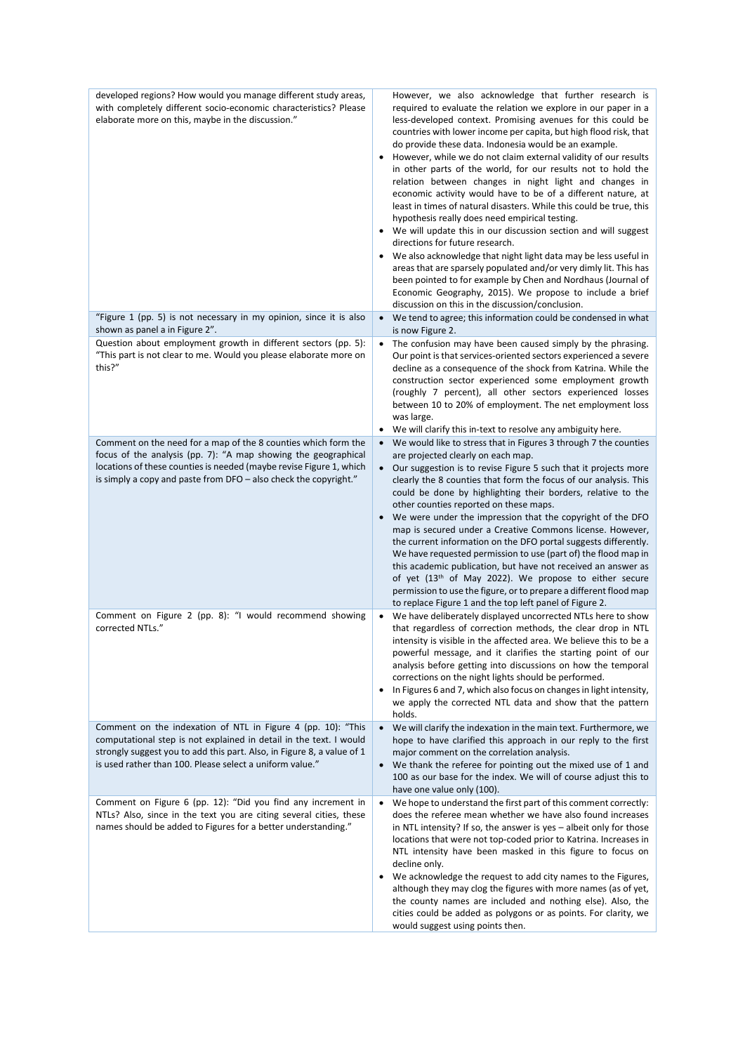| | |
|---|---|
| developed regions? How would you manage different study areas, with completely different socio-economic characteristics? Please elaborate more on this, maybe in the discussion." | However, we also acknowledge that further research is required to evaluate the relation we explore in our paper in a less-developed context. Promising avenues for this could be countries with lower income per capita, but high flood risk, that do provide these data. Indonesia would be an example.<br>• However, while we do not claim external validity of our results in other parts of the world, for our results not to hold the relation between changes in night light and changes in economic activity would have to be of a different nature, at least in times of natural disasters. While this could be true, this hypothesis really does need empirical testing.<br>• We will update this in our discussion section and will suggest directions for future research.<br>• We also acknowledge that night light data may be less useful in areas that are sparsely populated and/or very dimly lit. This has been pointed to for example by Chen and Nordhaus (Journal of Economic Geography, 2015). We propose to include a brief discussion on this in the discussion/conclusion. |
| "Figure 1 (pp. 5) is not necessary in my opinion, since it is also shown as panel a in Figure 2". | • We tend to agree; this information could be condensed in what is now Figure 2. |
| Question about employment growth in different sectors (pp. 5): "This part is not clear to me. Would you please elaborate more on this?" | • The confusion may have been caused simply by the phrasing. Our point is that services-oriented sectors experienced a severe decline as a consequence of the shock from Katrina. While the construction sector experienced some employment growth (roughly 7 percent), all other sectors experienced losses between 10 to 20% of employment. The net employment loss was large.<br>• We will clarify this in-text to resolve any ambiguity here. |
| Comment on the need for a map of the 8 counties which form the focus of the analysis (pp. 7): "A map showing the geographical locations of these counties is needed (maybe revise Figure 1, which is simply a copy and paste from DFO – also check the copyright." | • We would like to stress that in Figures 3 through 7 the counties are projected clearly on each map.<br>• Our suggestion is to revise Figure 5 such that it projects more clearly the 8 counties that form the focus of our analysis. This could be done by highlighting their borders, relative to the other counties reported on these maps.<br>• We were under the impression that the copyright of the DFO map is secured under a Creative Commons license. However, the current information on the DFO portal suggests differently. We have requested permission to use (part of) the flood map in this academic publication, but have not received an answer as of yet (13th of May 2022). We propose to either secure permission to use the figure, or to prepare a different flood map to replace Figure 1 and the top left panel of Figure 2. |
| Comment on Figure 2 (pp. 8): "I would recommend showing corrected NTLs." | • We have deliberately displayed uncorrected NTLs here to show that regardless of correction methods, the clear drop in NTL intensity is visible in the affected area. We believe this to be a powerful message, and it clarifies the starting point of our analysis before getting into discussions on how the temporal corrections on the night lights should be performed.<br>• In Figures 6 and 7, which also focus on changes in light intensity, we apply the corrected NTL data and show that the pattern holds. |
| Comment on the indexation of NTL in Figure 4 (pp. 10): "This computational step is not explained in detail in the text. I would strongly suggest you to add this part. Also, in Figure 8, a value of 1 is used rather than 100. Please select a uniform value." | • We will clarify the indexation in the main text. Furthermore, we hope to have clarified this approach in our reply to the first major comment on the correlation analysis.<br>• We thank the referee for pointing out the mixed use of 1 and 100 as our base for the index. We will of course adjust this to have one value only (100). |
| Comment on Figure 6 (pp. 12): "Did you find any increment in NTLs? Also, since in the text you are citing several cities, these names should be added to Figures for a better understanding." | • We hope to understand the first part of this comment correctly: does the referee mean whether we have also found increases in NTL intensity? If so, the answer is yes – albeit only for those locations that were not top-coded prior to Katrina. Increases in NTL intensity have been masked in this figure to focus on decline only.<br>• We acknowledge the request to add city names to the Figures, although they may clog the figures with more names (as of yet, the county names are included and nothing else). Also, the cities could be added as polygons or as points. For clarity, we would suggest using points then. |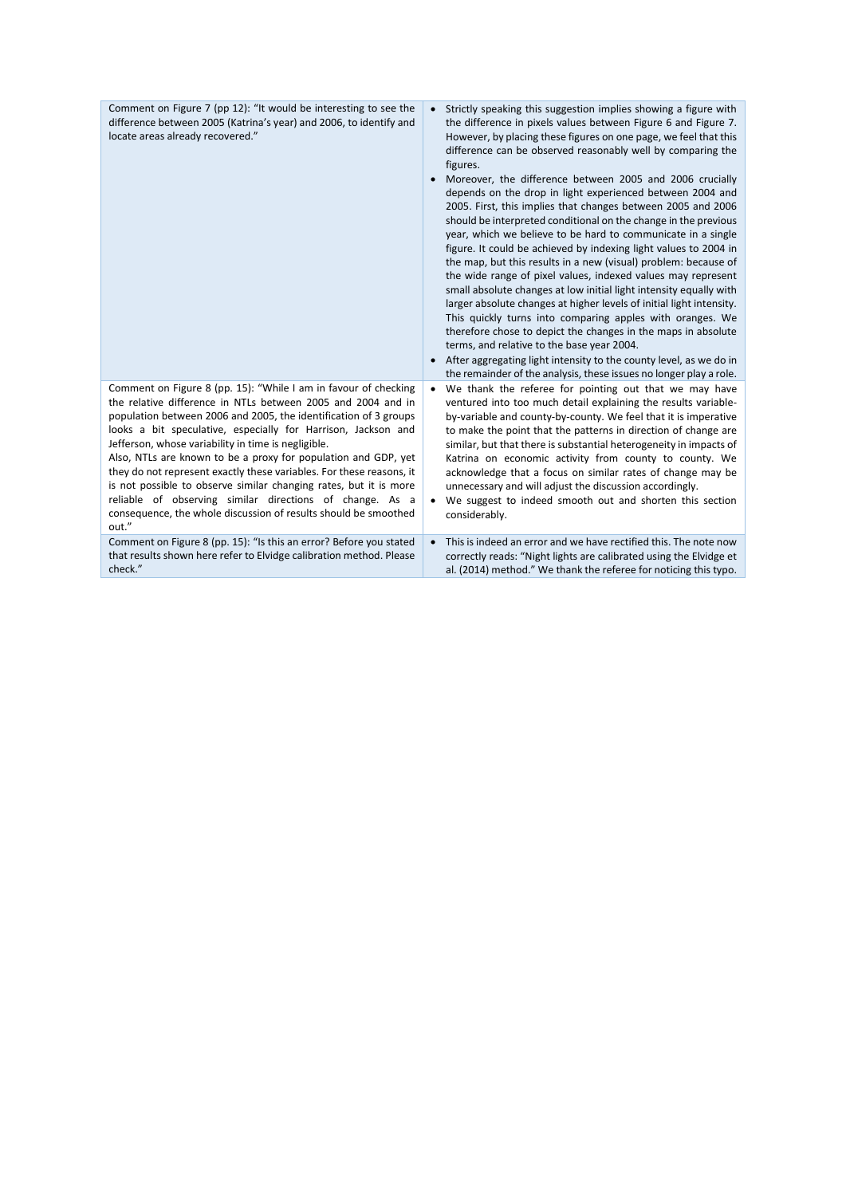| | |
|---|---|
| Comment on Figure 7 (pp 12): "It would be interesting to see the difference between 2005 (Katrina's year) and 2006, to identify and locate areas already recovered." | • Strictly speaking this suggestion implies showing a figure with the difference in pixels values between Figure 6 and Figure 7. However, by placing these figures on one page, we feel that this difference can be observed reasonably well by comparing the figures.<br>• Moreover, the difference between 2005 and 2006 crucially depends on the drop in light experienced between 2004 and 2005. First, this implies that changes between 2005 and 2006 should be interpreted conditional on the change in the previous year, which we believe to be hard to communicate in a single figure. It could be achieved by indexing light values to 2004 in the map, but this results in a new (visual) problem: because of the wide range of pixel values, indexed values may represent small absolute changes at low initial light intensity equally with larger absolute changes at higher levels of initial light intensity. This quickly turns into comparing apples with oranges. We therefore chose to depict the changes in the maps in absolute terms, and relative to the base year 2004.<br>• After aggregating light intensity to the county level, as we do in the remainder of the analysis, these issues no longer play a role. |
| Comment on Figure 8 (pp. 15): "While I am in favour of checking the relative difference in NTLs between 2005 and 2004 and in population between 2006 and 2005, the identification of 3 groups looks a bit speculative, especially for Harrison, Jackson and Jefferson, whose variability in time is negligible.<br>Also, NTLs are known to be a proxy for population and GDP, yet they do not represent exactly these variables. For these reasons, it is not possible to observe similar changing rates, but it is more reliable of observing similar directions of change. As a consequence, the whole discussion of results should be smoothed out." | • We thank the referee for pointing out that we may have ventured into too much detail explaining the results variable-by-variable and county-by-county. We feel that it is imperative to make the point that the patterns in direction of change are similar, but that there is substantial heterogeneity in impacts of Katrina on economic activity from county to county. We acknowledge that a focus on similar rates of change may be unnecessary and will adjust the discussion accordingly.<br>• We suggest to indeed smooth out and shorten this section considerably. |
| Comment on Figure 8 (pp. 15): "Is this an error? Before you stated that results shown here refer to Elvidge calibration method. Please check." | • This is indeed an error and we have rectified this. The note now correctly reads: "Night lights are calibrated using the Elvidge et al. (2014) method." We thank the referee for noticing this typo. |